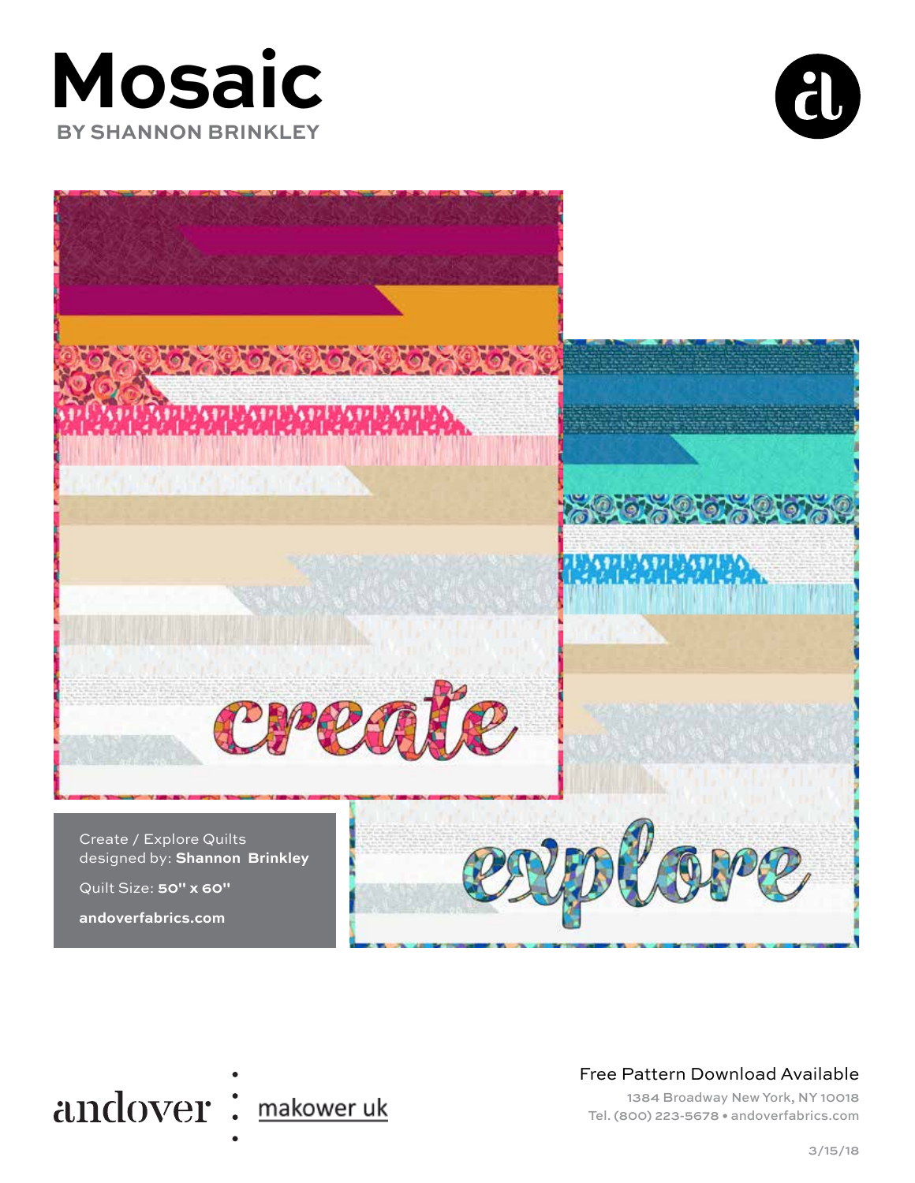# Mosaic

BY SHANNON BRINKLEY

Create / Explore Quilts
designed by: **Shannon Brinkley**

Quilt Size: **50" x 60"**

**andoverfabrics.com**

andover makower uk

Free Pattern Download Available

1384 Broadway New York, NY 10018
Tel. (800) 223-5678 • andoverfabrics.com

3/15/18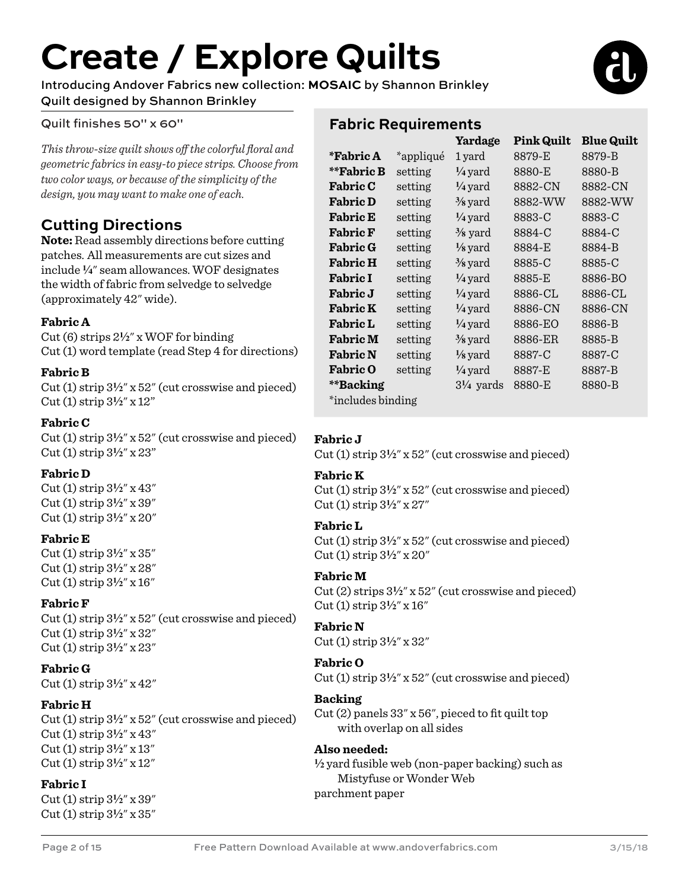# Create / Explore Quilts

Introducing Andover Fabrics new collection: **MOSAIC** by Shannon Brinkley
Quilt designed by Shannon Brinkley

Quilt finishes 50" x 60"

*This throw-size quilt shows off the colorful floral and geometric fabrics in easy-to piece strips. Choose from two color ways, or because of the simplicity of the design, you may want to make one of each.*

## Cutting Directions

**Note:** Read assembly directions before cutting patches. All measurements are cut sizes and include ¼″ seam allowances. WOF designates the width of fabric from selvedge to selvedge (approximately 42″ wide).

**Fabric A**
Cut (6) strips 2½″ x WOF for binding
Cut (1) word template (read Step 4 for directions)

**Fabric B**
Cut (1) strip 3½″ x 52″ (cut crosswise and pieced)
Cut (1) strip 3½″ x 12″

**Fabric C**
Cut (1) strip 3½″ x 52″ (cut crosswise and pieced)
Cut (1) strip 3½″ x 23″

**Fabric D**
Cut (1) strip 3½″ x 43″
Cut (1) strip 3½″ x 39″
Cut (1) strip 3½″ x 20″

**Fabric E**
Cut (1) strip 3½″ x 35″
Cut (1) strip 3½″ x 28″
Cut (1) strip 3½″ x 16″

**Fabric F**
Cut (1) strip 3½″ x 52″ (cut crosswise and pieced)
Cut (1) strip 3½″ x 32″
Cut (1) strip 3½″ x 23″

**Fabric G**
Cut (1) strip 3½″ x 42″

**Fabric H**
Cut (1) strip 3½″ x 52″ (cut crosswise and pieced)
Cut (1) strip 3½″ x 43″
Cut (1) strip 3½″ x 13″
Cut (1) strip 3½″ x 12″

**Fabric I**
Cut (1) strip 3½″ x 39″
Cut (1) strip 3½″ x 35″

## Fabric Requirements

| | | Yardage | Pink Quilt | Blue Quilt |
|---|---|---|---|---|
| ***Fabric A** | *appliqué | 1 yard | 8879-E | 8879-B |
| ****Fabric B** | setting | ¼ yard | 8880-E | 8880-B |
| **Fabric C** | setting | ¼ yard | 8882-CN | 8882-CN |
| **Fabric D** | setting | ⅜ yard | 8882-WW | 8882-WW |
| **Fabric E** | setting | ¼ yard | 8883-C | 8883-C |
| **Fabric F** | setting | ⅜ yard | 8884-C | 8884-C |
| **Fabric G** | setting | ⅛ yard | 8884-E | 8884-B |
| **Fabric H** | setting | ⅜ yard | 8885-C | 8885-C |
| **Fabric I** | setting | ¼ yard | 8885-E | 8886-BO |
| **Fabric J** | setting | ¼ yard | 8886-CL | 8886-CL |
| **Fabric K** | setting | ¼ yard | 8886-CN | 8886-CN |
| **Fabric L** | setting | ¼ yard | 8886-EO | 8886-B |
| **Fabric M** | setting | ⅜ yard | 8886-ER | 8885-B |
| **Fabric N** | setting | ⅛ yard | 8887-C | 8887-C |
| **Fabric O** | setting | ¼ yard | 8887-E | 8887-B |
| ****Backing** | | 3¼ yards | 8880-E | 8880-B |

*includes binding

**Fabric J**
Cut (1) strip 3½″ x 52″ (cut crosswise and pieced)

**Fabric K**
Cut (1) strip 3½″ x 52″ (cut crosswise and pieced)
Cut (1) strip 3½″ x 27″

**Fabric L**
Cut (1) strip 3½″ x 52″ (cut crosswise and pieced)
Cut (1) strip 3½″ x 20″

**Fabric M**
Cut (2) strips 3½″ x 52″ (cut crosswise and pieced)
Cut (1) strip 3½″ x 16″

**Fabric N**
Cut (1) strip 3½″ x 32″

**Fabric O**
Cut (1) strip 3½″ x 52″ (cut crosswise and pieced)

**Backing**
Cut (2) panels 33″ x 56″, pieced to fit quilt top with overlap on all sides

**Also needed:**
½ yard fusible web (non-paper backing) such as Mistyfuse or Wonder Web
parchment paper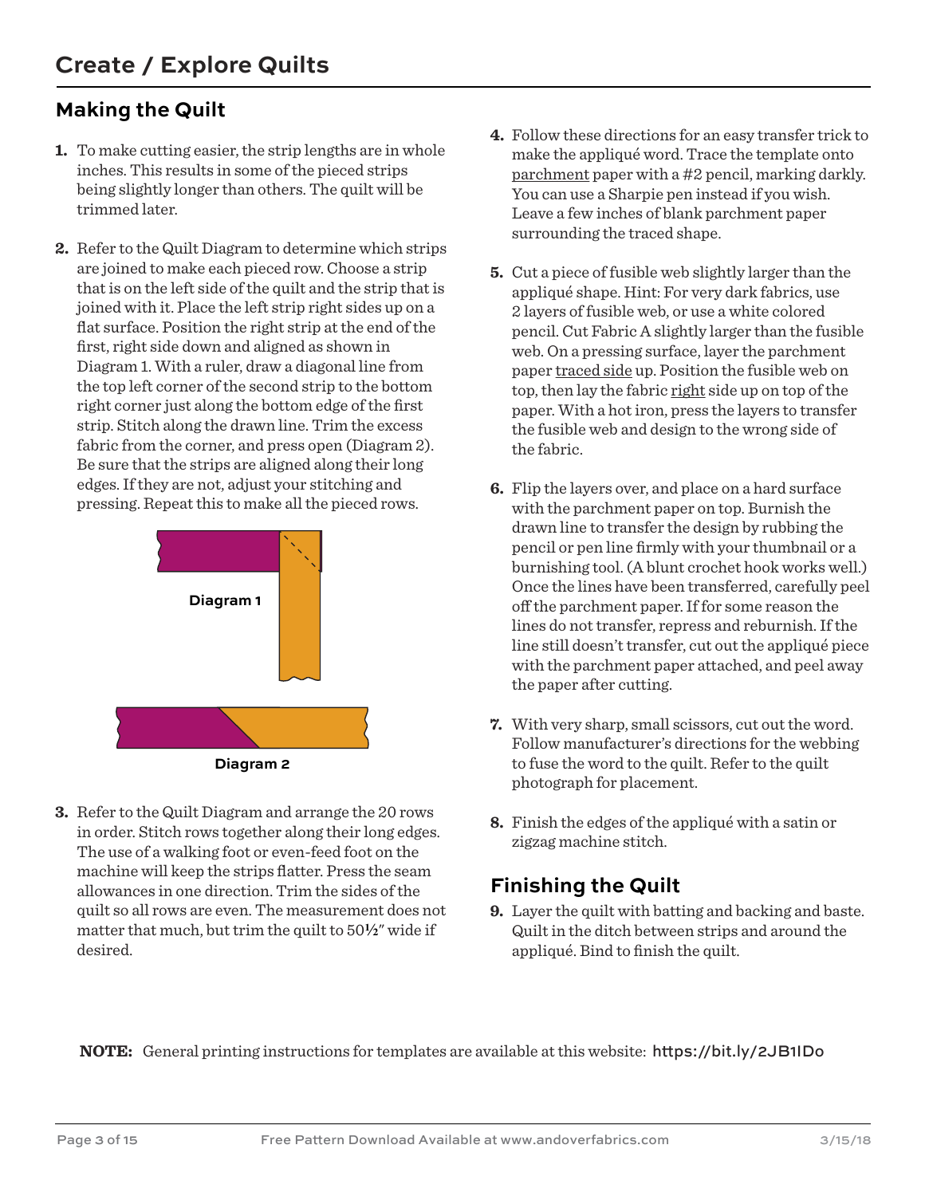# Create / Explore Quilts

## Making the Quilt

1. To make cutting easier, the strip lengths are in whole inches. This results in some of the pieced strips being slightly longer than others. The quilt will be trimmed later.

2. Refer to the Quilt Diagram to determine which strips are joined to make each pieced row. Choose a strip that is on the left side of the quilt and the strip that is joined with it. Place the left strip right sides up on a flat surface. Position the right strip at the end of the first, right side down and aligned as shown in Diagram 1. With a ruler, draw a diagonal line from the top left corner of the second strip to the bottom right corner just along the bottom edge of the first strip. Stitch along the drawn line. Trim the excess fabric from the corner, and press open (Diagram 2). Be sure that the strips are aligned along their long edges. If they are not, adjust your stitching and pressing. Repeat this to make all the pieced rows.

**Diagram 1**

**Diagram 2**

3. Refer to the Quilt Diagram and arrange the 20 rows in order. Stitch rows together along their long edges. The use of a walking foot or even-feed foot on the machine will keep the strips flatter. Press the seam allowances in one direction. Trim the sides of the quilt so all rows are even. The measurement does not matter that much, but trim the quilt to 50½" wide if desired.

4. Follow these directions for an easy transfer trick to make the appliqué word. Trace the template onto parchment paper with a #2 pencil, marking darkly. You can use a Sharpie pen instead if you wish. Leave a few inches of blank parchment paper surrounding the traced shape.

5. Cut a piece of fusible web slightly larger than the appliqué shape. Hint: For very dark fabrics, use 2 layers of fusible web, or use a white colored pencil. Cut Fabric A slightly larger than the fusible web. On a pressing surface, layer the parchment paper traced side up. Position the fusible web on top, then lay the fabric right side up on top of the paper. With a hot iron, press the layers to transfer the fusible web and design to the wrong side of the fabric.

6. Flip the layers over, and place on a hard surface with the parchment paper on top. Burnish the drawn line to transfer the design by rubbing the pencil or pen line firmly with your thumbnail or a burnishing tool. (A blunt crochet hook works well.) Once the lines have been transferred, carefully peel off the parchment paper. If for some reason the lines do not transfer, repress and reburnish. If the line still doesn't transfer, cut out the appliqué piece with the parchment paper attached, and peel away the paper after cutting.

7. With very sharp, small scissors, cut out the word. Follow manufacturer's directions for the webbing to fuse the word to the quilt. Refer to the quilt photograph for placement.

8. Finish the edges of the appliqué with a satin or zigzag machine stitch.

## Finishing the Quilt

9. Layer the quilt with batting and backing and baste. Quilt in the ditch between strips and around the appliqué. Bind to finish the quilt.

**NOTE:** General printing instructions for templates are available at this website: https://bit.ly/2JB1lDo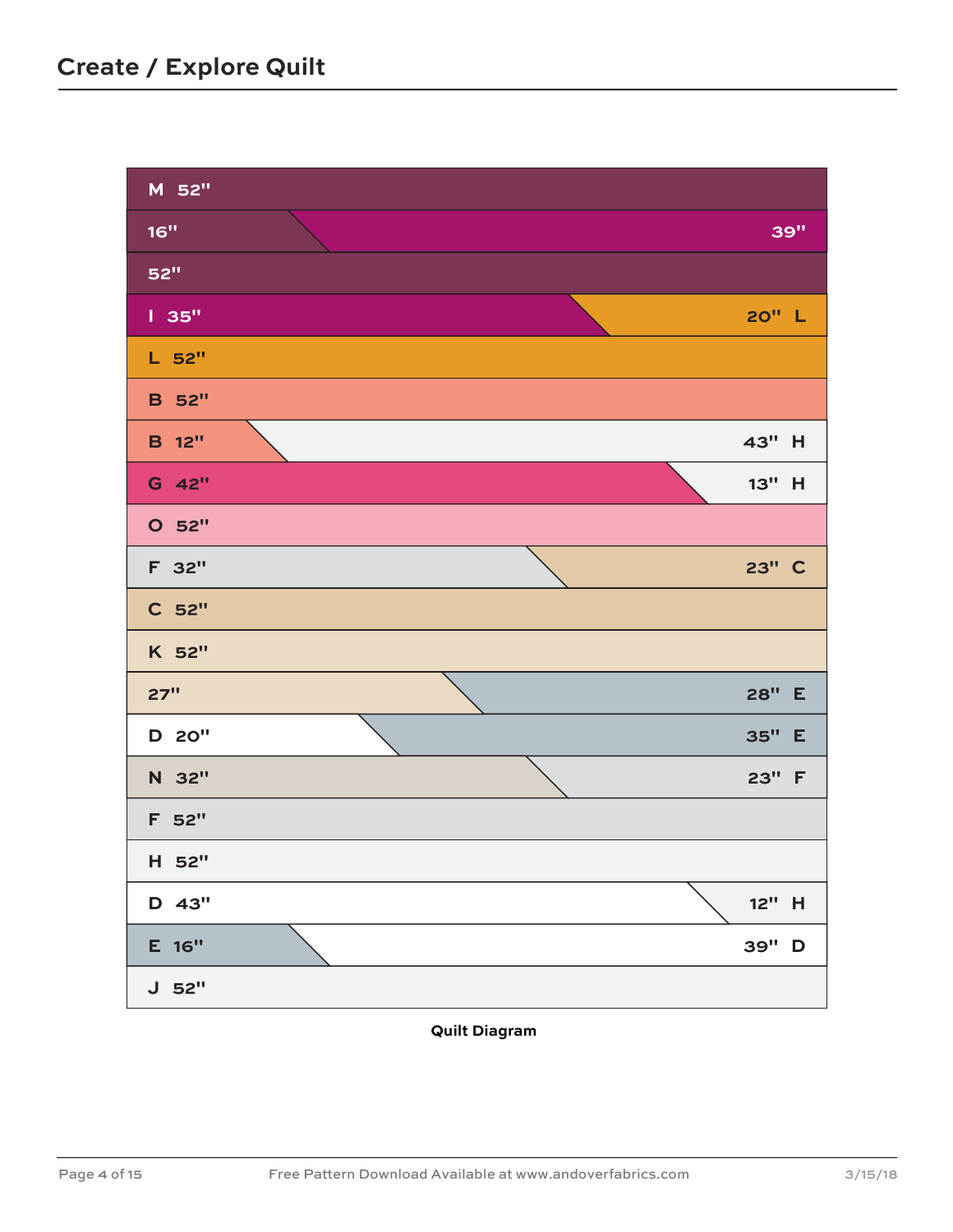# Create / Explore Quilt

| Left | Right |
|---|---|
| M 52" | |
| 16" | 39" |
| 52" | |
| I 35" | 20" L |
| L 52" | |
| B 52" | |
| B 12" | 43" H |
| G 42" | 13" H |
| O 52" | |
| F 32" | 23" C |
| C 52" | |
| K 52" | |
| 27" | 28" E |
| D 20" | 35" E |
| N 32" | 23" F |
| F 52" | |
| H 52" | |
| D 43" | 12" H |
| E 16" | 39" D |
| J 52" | |

**Quilt Diagram**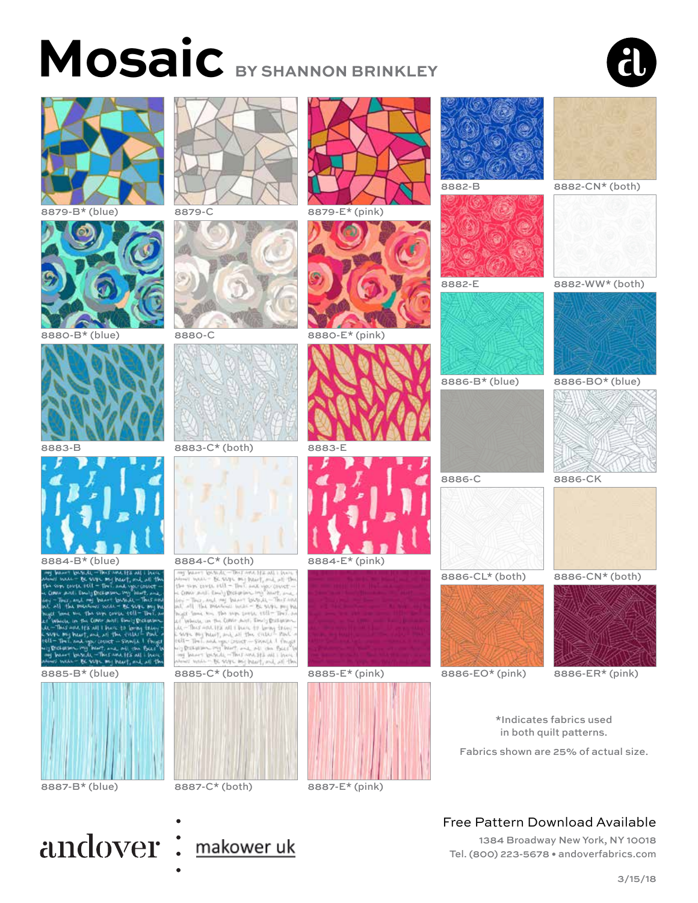# Mosaic BY SHANNON BRINKLEY

8879-B* (blue)
8879-C
8879-E* (pink)
8882-B
8882-CN* (both)
8882-E
8882-WW* (both)
8880-B* (blue)
8880-C
8880-E* (pink)
8886-B* (blue)
8886-BO* (blue)
8883-B
8883-C* (both)
8883-E
8886-C
8886-CK
8884-B* (blue)
8884-C* (both)
8884-E* (pink)
8886-CL* (both)
8886-CN* (both)
8885-B* (blue)
8885-C* (both)
8885-E* (pink)
8886-EO* (pink)
8886-ER* (pink)
8887-B* (blue)
8887-C* (both)
8887-E* (pink)

*Indicates fabrics used in both quilt patterns.

Fabrics shown are 25% of actual size.

andover : makower uk

Free Pattern Download Available

1384 Broadway New York, NY 10018
Tel. (800) 223-5678 • andoverfabrics.com

3/15/18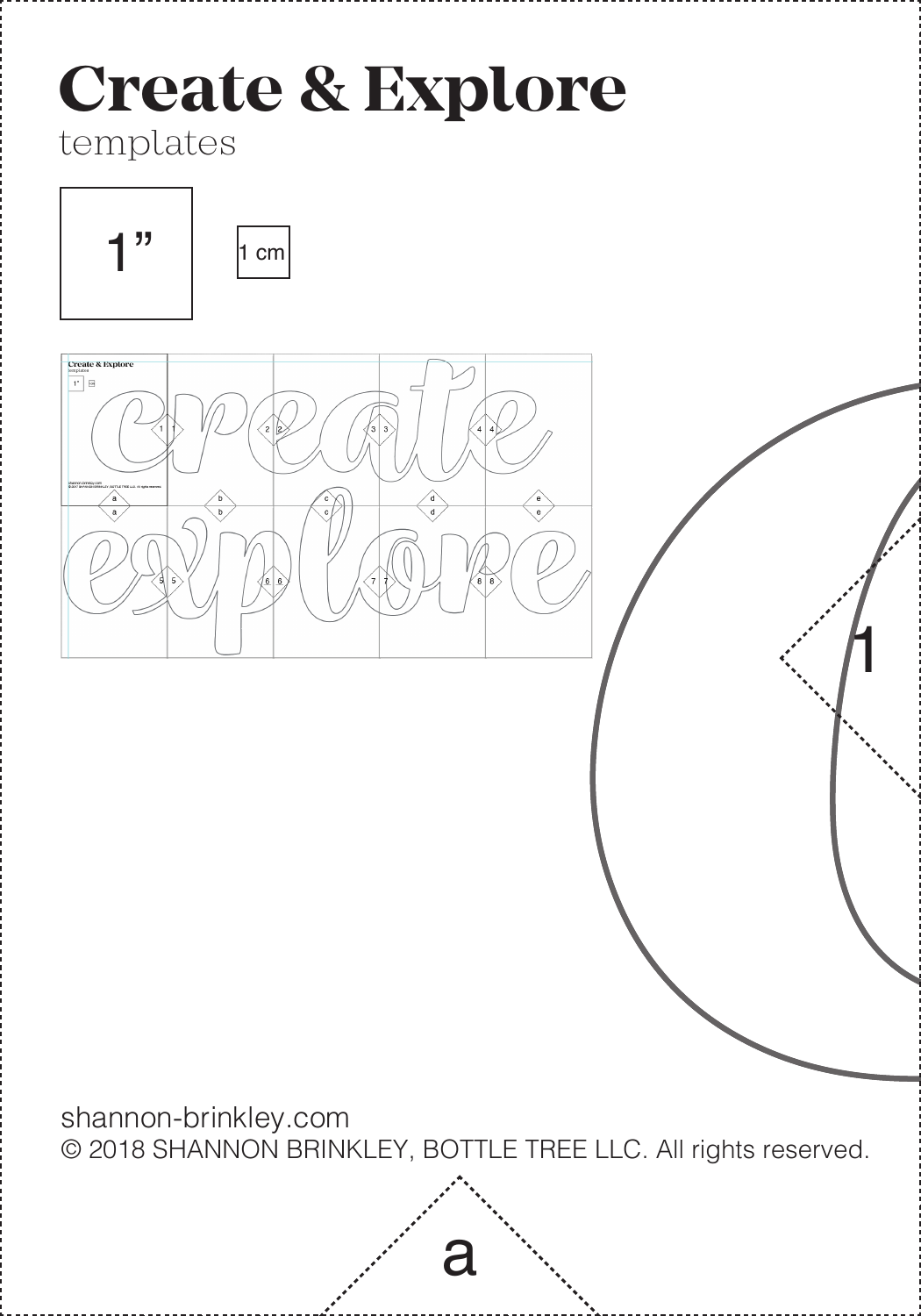# Create & Explore

templates

1”

1 cm

1

shannon-brinkley.com
© 2018 SHANNON BRINKLEY, BOTTLE TREE LLC. All rights reserved.

a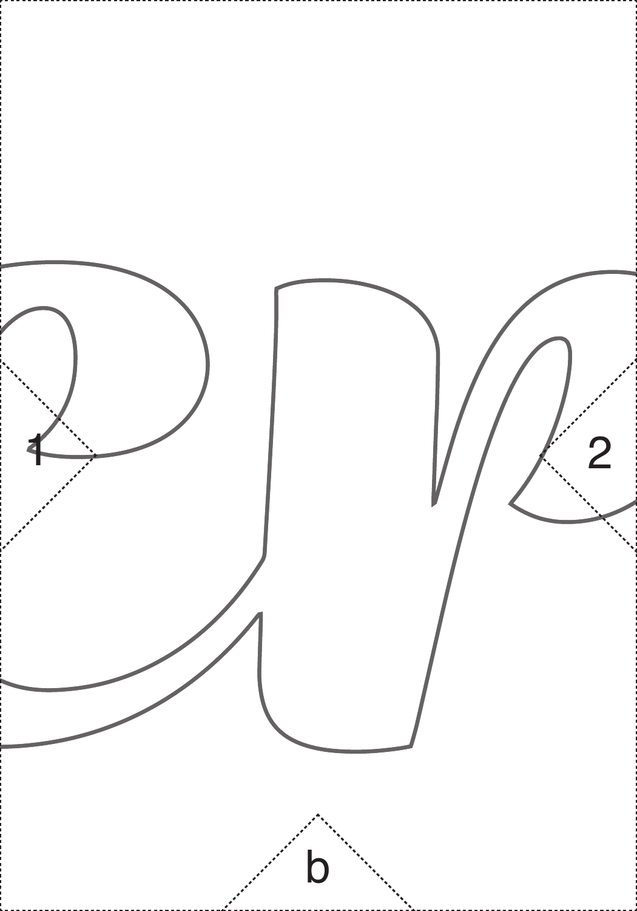1

2

b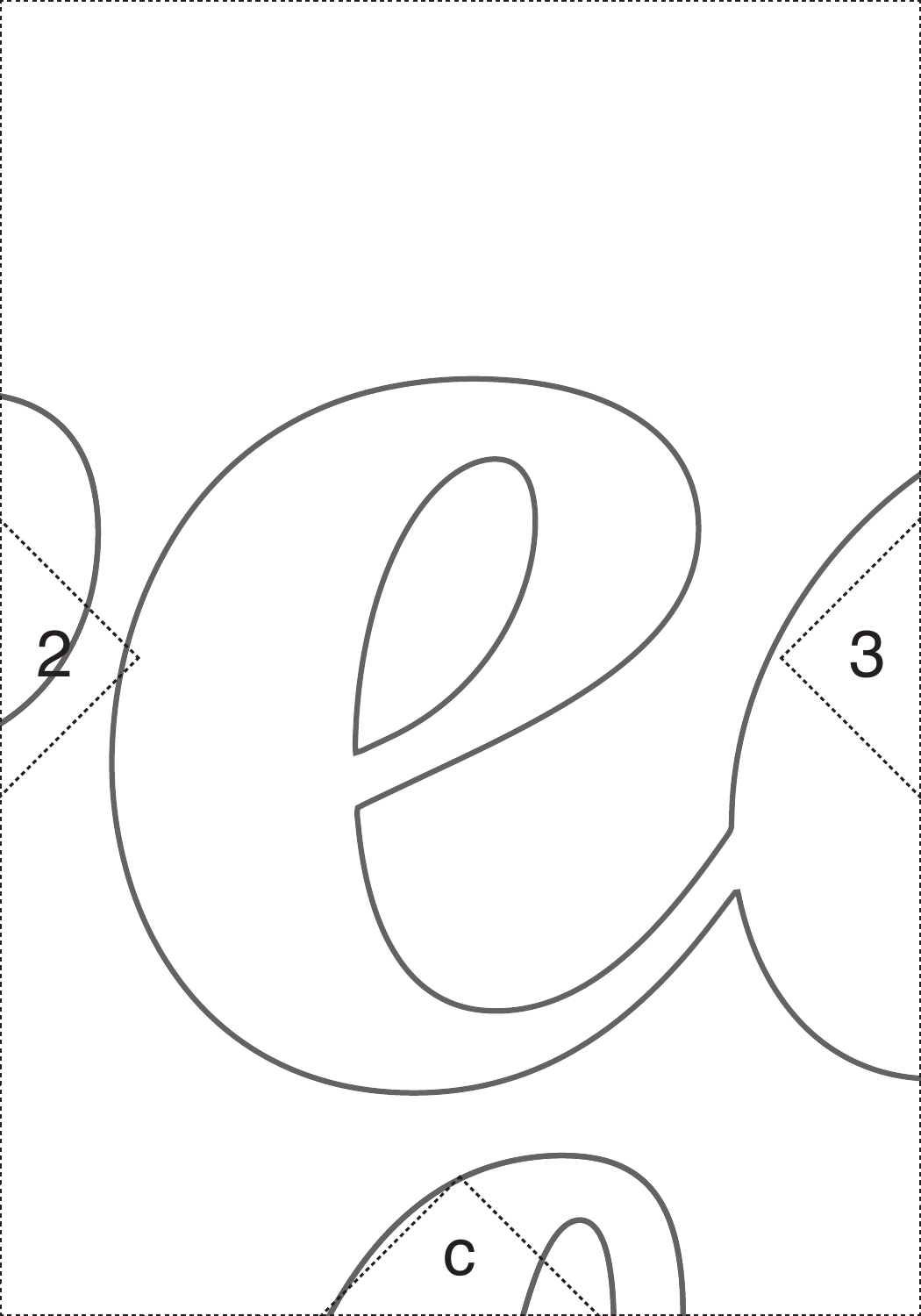2

3

c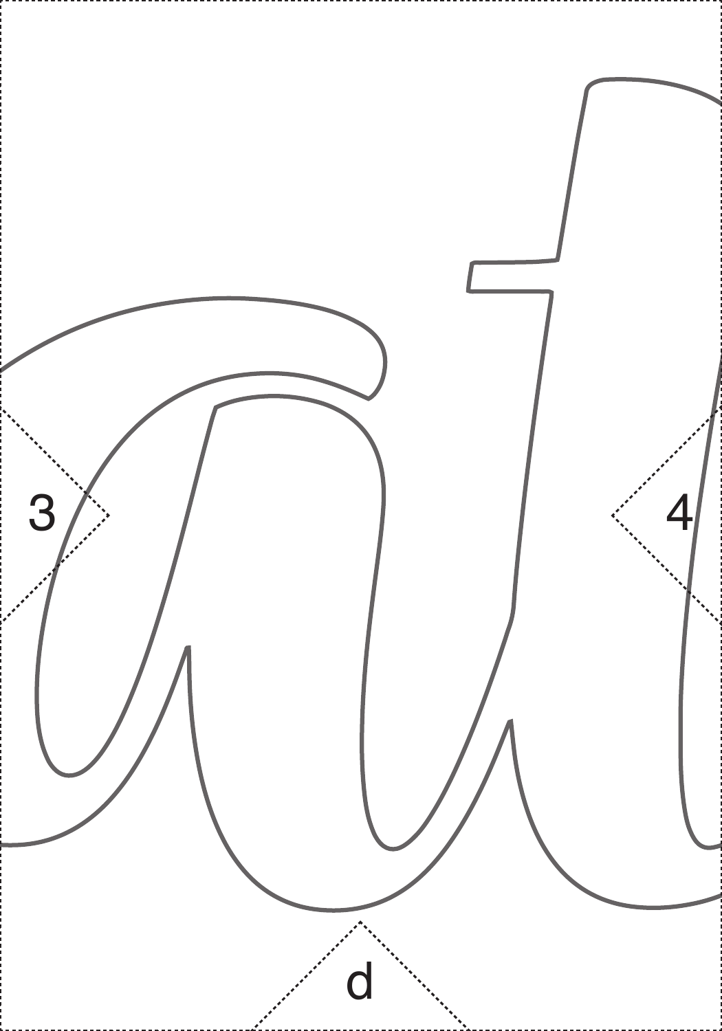3

4

d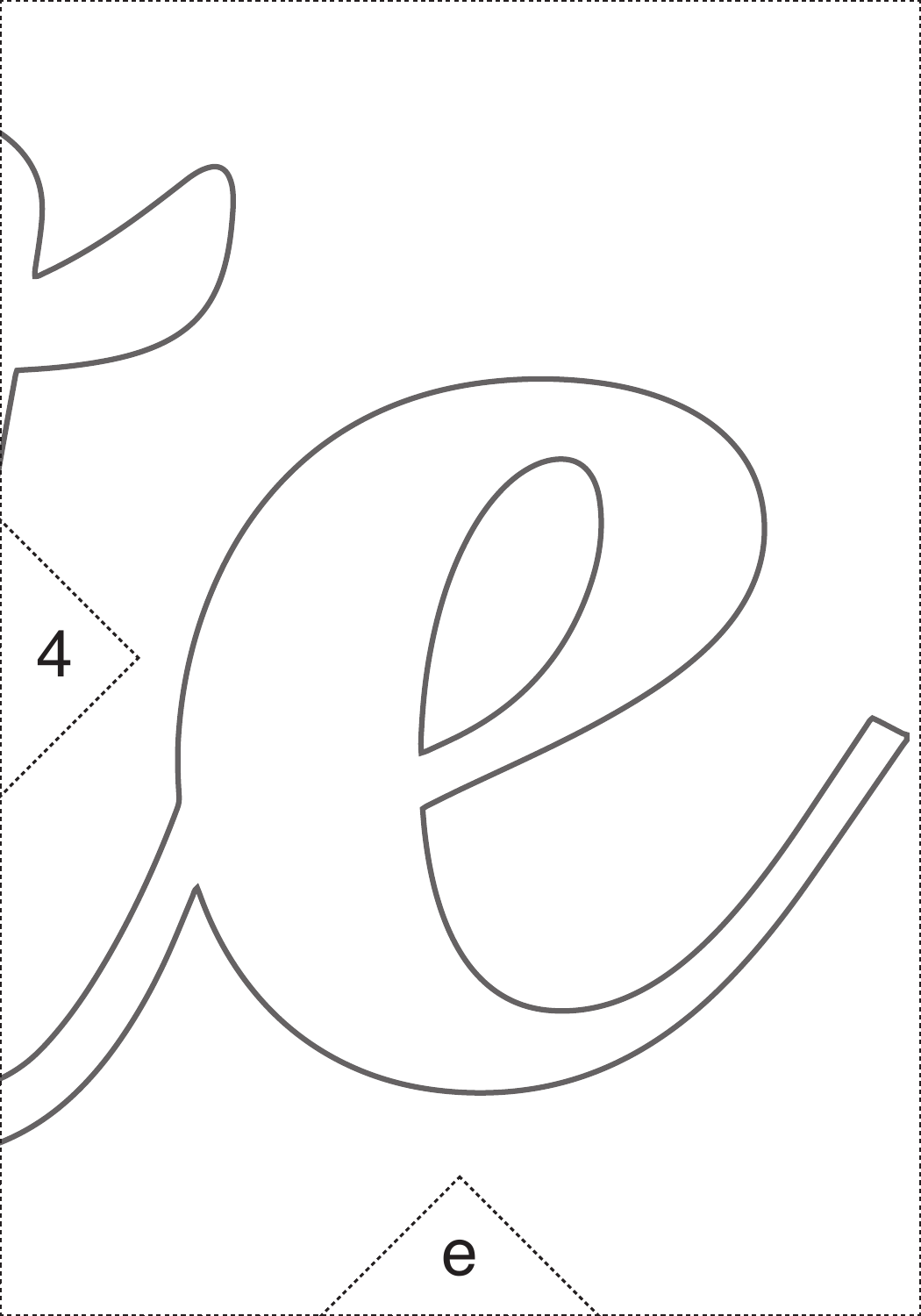4

e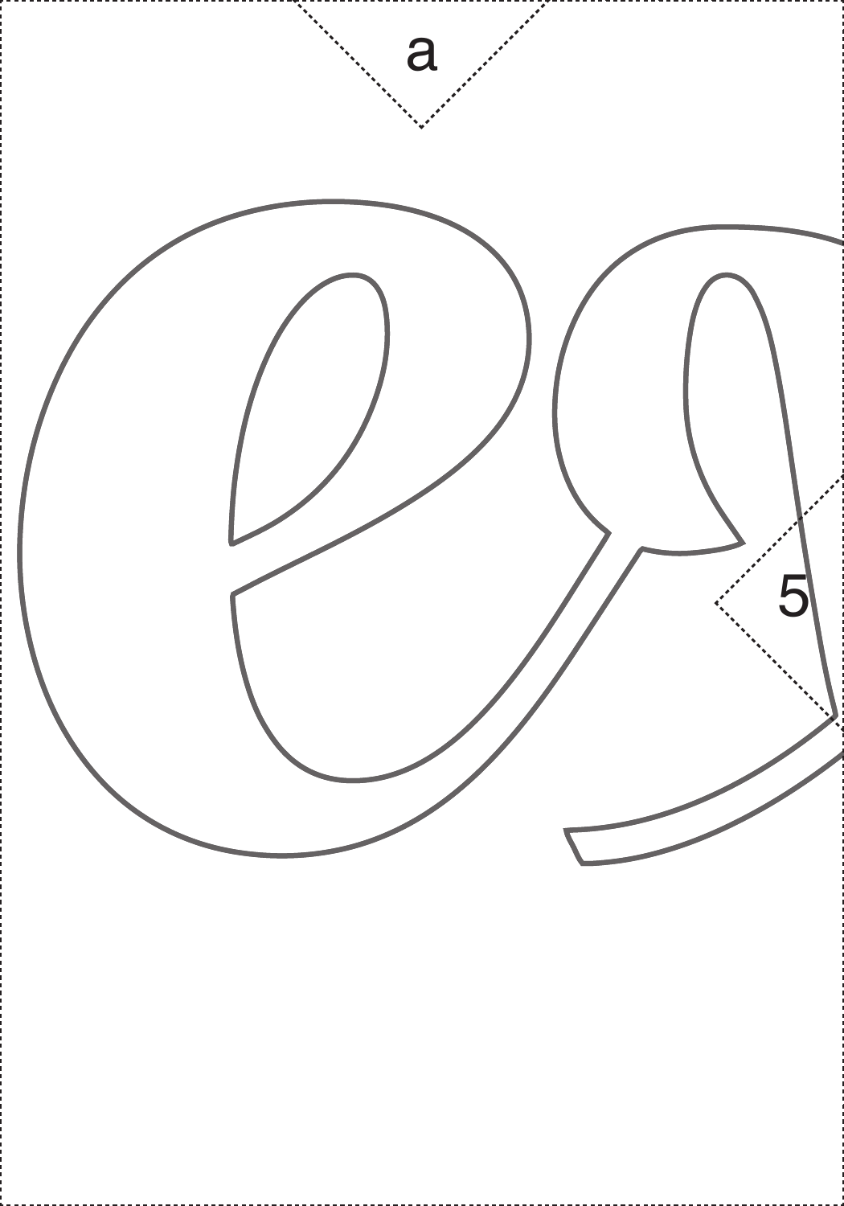a

5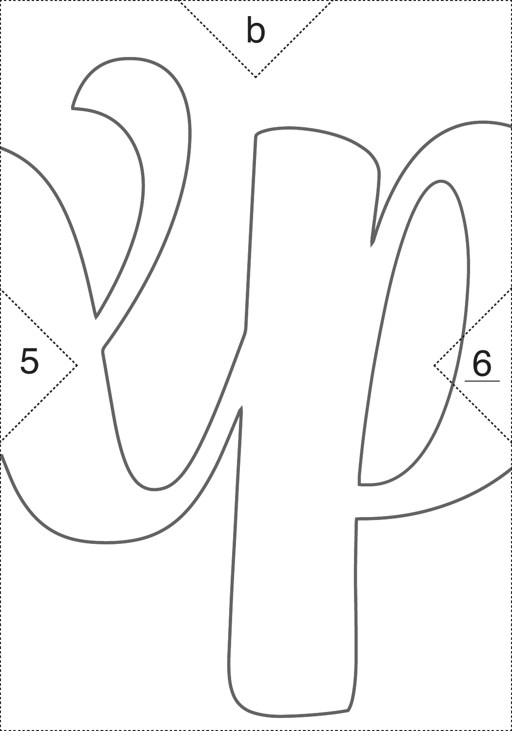b

5

6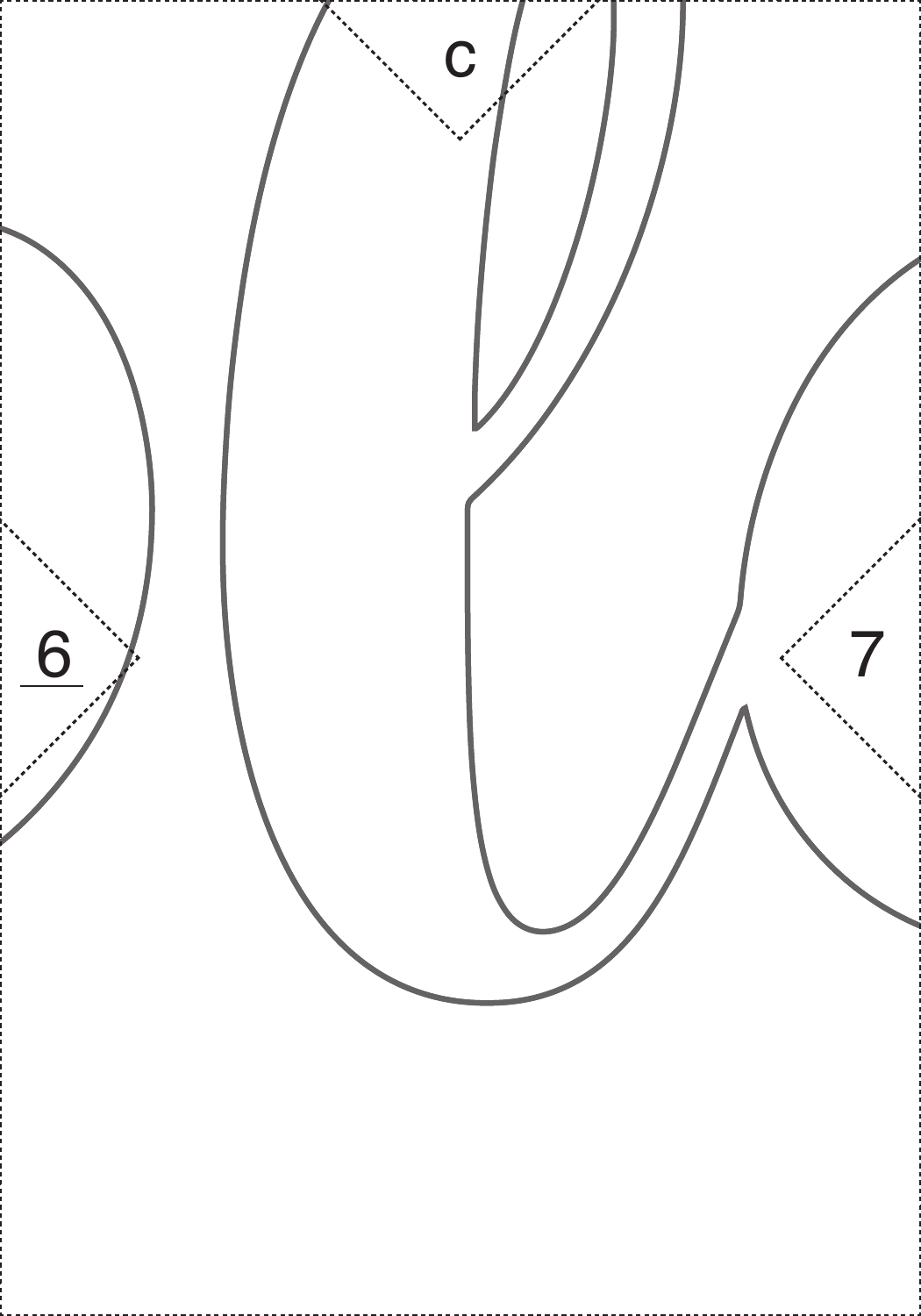c

6

7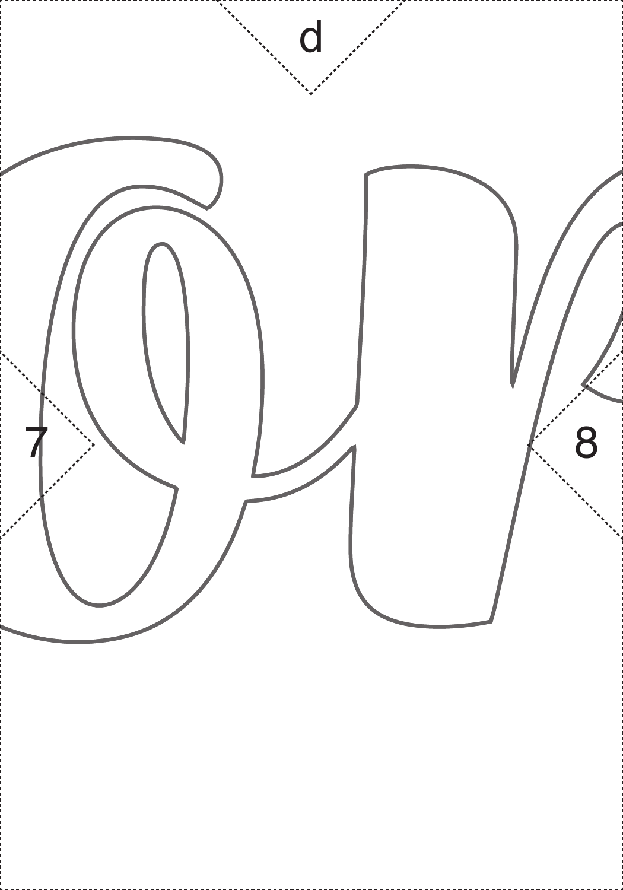d

7

8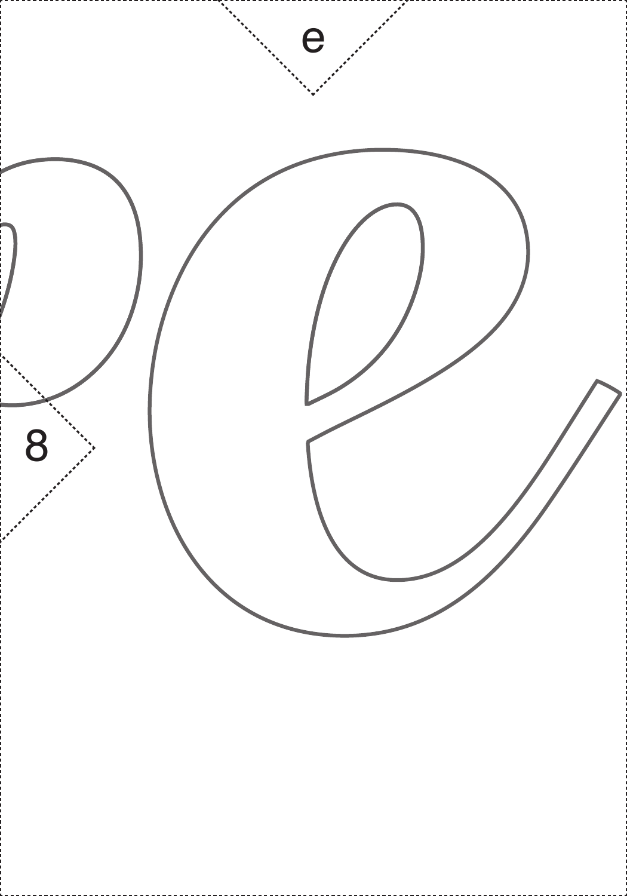e

8